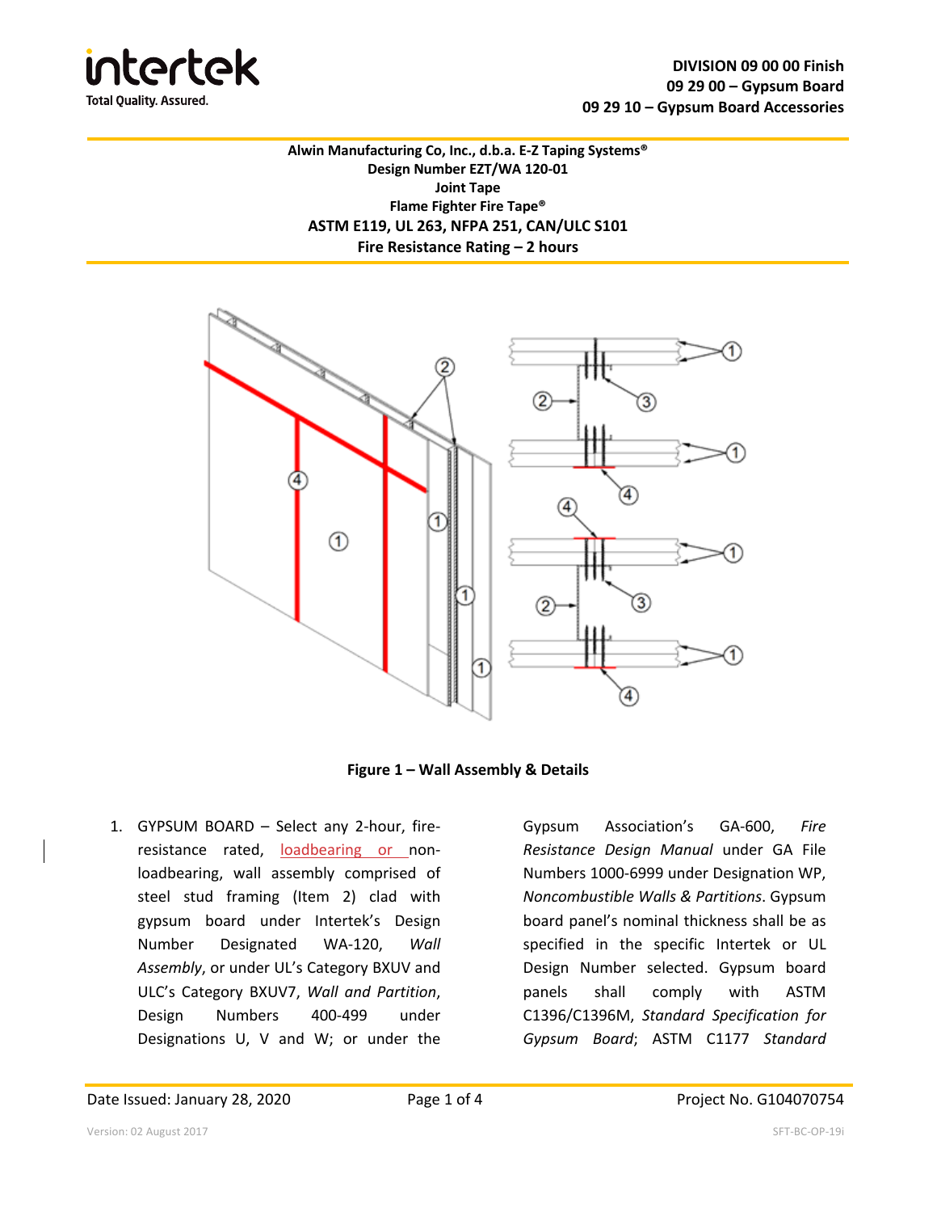DIVISION 09 00 00 Finish
09 29 00 – Gypsum Board
09 29 10 – Gypsum Board Accessories

**Alwin Manufacturing Co, Inc., d.b.a. E-Z Taping Systems®**
**Design Number EZT/WA 120-01**
**Joint Tape**
**Flame Fighter Fire Tape®**
**ASTM E119, UL 263, NFPA 251, CAN/ULC S101**
**Fire Resistance Rating – 2 hours**

**Figure 1 – Wall Assembly & Details**

1. GYPSUM BOARD – Select any 2-hour, fire-resistance rated, loadbearing or non-loadbearing, wall assembly comprised of steel stud framing (Item 2) clad with gypsum board under Intertek's Design Number Designated WA-120, *Wall Assembly*, or under UL's Category BXUV and ULC's Category BXUV7, *Wall and Partition*, Design Numbers 400-499 under Designations U, V and W; or under the Gypsum Association's GA-600, *Fire Resistance Design Manual* under GA File Numbers 1000-6999 under Designation WP, *Noncombustible Walls & Partitions*. Gypsum board panel's nominal thickness shall be as specified in the specific Intertek or UL Design Number selected. Gypsum board panels shall comply with ASTM C1396/C1396M, *Standard Specification for Gypsum Board*; ASTM C1177 *Standard*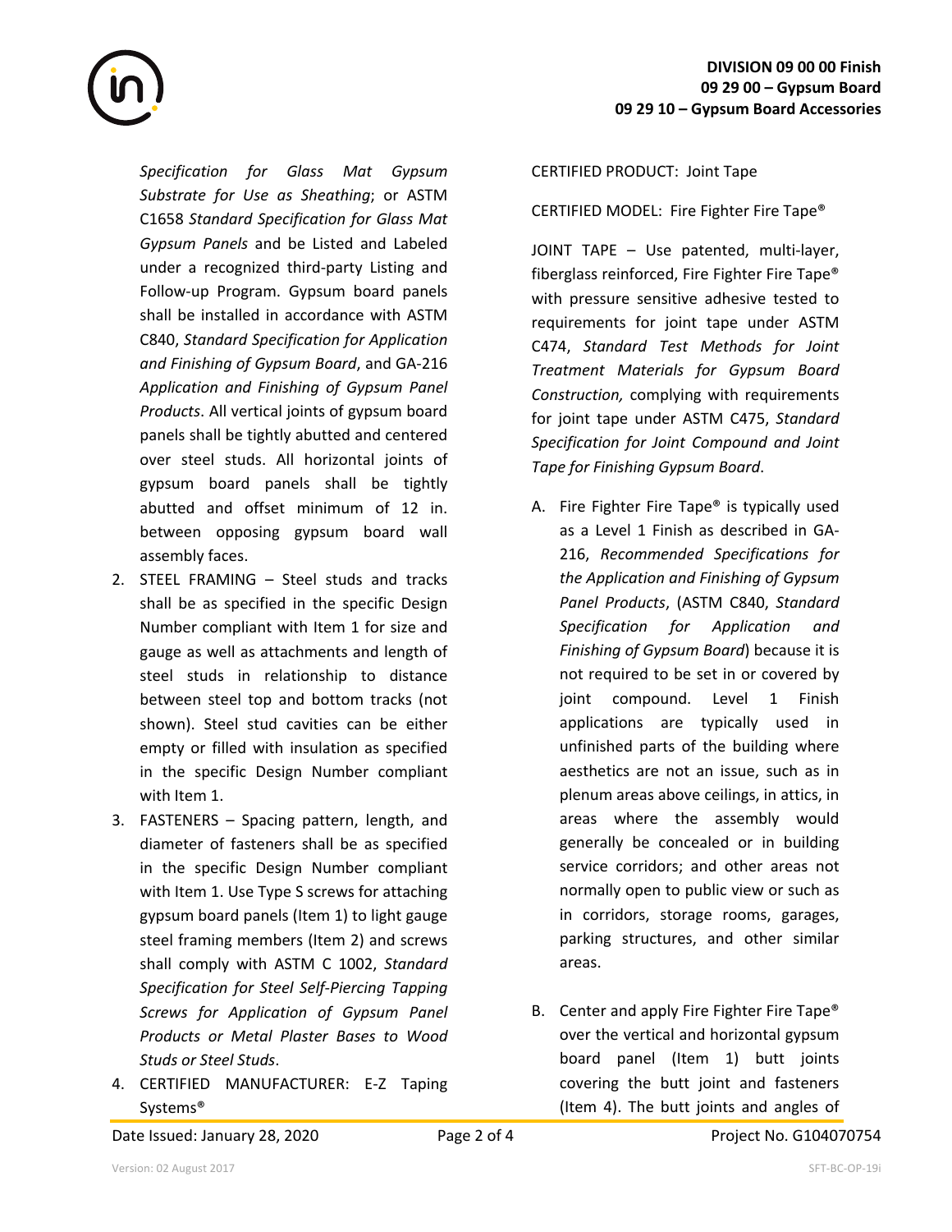*Specification for Glass Mat Gypsum Substrate for Use as Sheathing*; or ASTM C1658 *Standard Specification for Glass Mat Gypsum Panels* and be Listed and Labeled under a recognized third-party Listing and Follow-up Program. Gypsum board panels shall be installed in accordance with ASTM C840, *Standard Specification for Application and Finishing of Gypsum Board*, and GA-216 *Application and Finishing of Gypsum Panel Products*. All vertical joints of gypsum board panels shall be tightly abutted and centered over steel studs. All horizontal joints of gypsum board panels shall be tightly abutted and offset minimum of 12 in. between opposing gypsum board wall assembly faces.

2. STEEL FRAMING – Steel studs and tracks shall be as specified in the specific Design Number compliant with Item 1 for size and gauge as well as attachments and length of steel studs in relationship to distance between steel top and bottom tracks (not shown). Steel stud cavities can be either empty or filled with insulation as specified in the specific Design Number compliant with Item 1.
3. FASTENERS – Spacing pattern, length, and diameter of fasteners shall be as specified in the specific Design Number compliant with Item 1. Use Type S screws for attaching gypsum board panels (Item 1) to light gauge steel framing members (Item 2) and screws shall comply with ASTM C 1002, *Standard Specification for Steel Self-Piercing Tapping Screws for Application of Gypsum Panel Products or Metal Plaster Bases to Wood Studs or Steel Studs*.
4. CERTIFIED MANUFACTURER: E-Z Taping Systems®

CERTIFIED PRODUCT: Joint Tape

CERTIFIED MODEL: Fire Fighter Fire Tape®

JOINT TAPE – Use patented, multi-layer, fiberglass reinforced, Fire Fighter Fire Tape® with pressure sensitive adhesive tested to requirements for joint tape under ASTM C474, *Standard Test Methods for Joint Treatment Materials for Gypsum Board Construction,* complying with requirements for joint tape under ASTM C475, *Standard Specification for Joint Compound and Joint Tape for Finishing Gypsum Board*.

A. Fire Fighter Fire Tape® is typically used as a Level 1 Finish as described in GA-216, *Recommended Specifications for the Application and Finishing of Gypsum Panel Products*, (ASTM C840, *Standard Specification for Application and Finishing of Gypsum Board*) because it is not required to be set in or covered by joint compound. Level 1 Finish applications are typically used in unfinished parts of the building where aesthetics are not an issue, such as in plenum areas above ceilings, in attics, in areas where the assembly would generally be concealed or in building service corridors; and other areas not normally open to public view or such as in corridors, storage rooms, garages, parking structures, and other similar areas.

B. Center and apply Fire Fighter Fire Tape® over the vertical and horizontal gypsum board panel (Item 1) butt joints covering the butt joint and fasteners (Item 4). The butt joints and angles of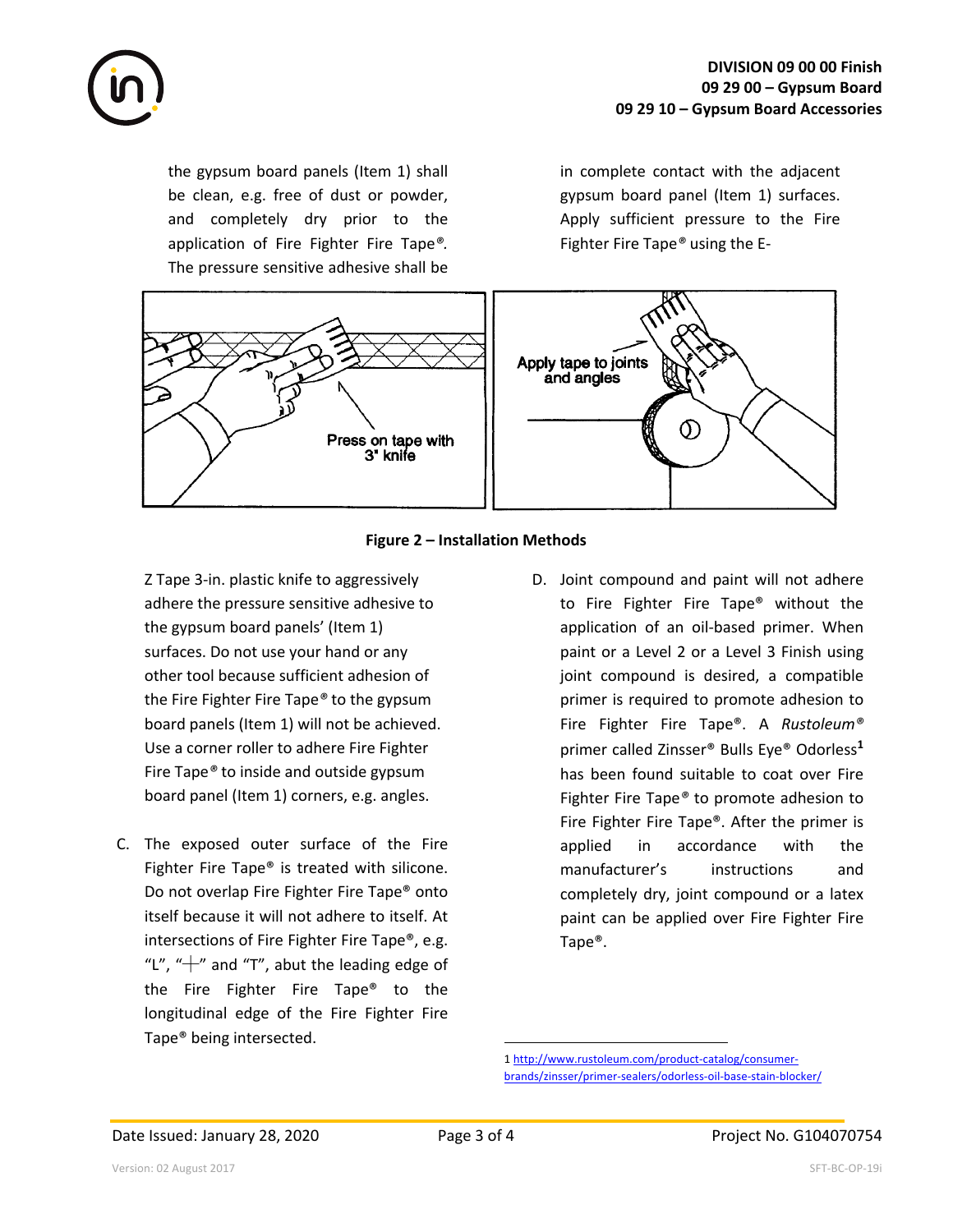the gypsum board panels (Item 1) shall be clean, e.g. free of dust or powder, and completely dry prior to the application of Fire Fighter Fire Tape®. The pressure sensitive adhesive shall be in complete contact with the adjacent gypsum board panel (Item 1) surfaces. Apply sufficient pressure to the Fire Fighter Fire Tape® using the E-Z Tape 3-in. plastic knife to aggressively adhere the pressure sensitive adhesive to the gypsum board panels' (Item 1) surfaces. Do not use your hand or any other tool because sufficient adhesion of the Fire Fighter Fire Tape® to the gypsum board panels (Item 1) will not be achieved. Use a corner roller to adhere Fire Fighter Fire Tape® to inside and outside gypsum board panel (Item 1) corners, e.g. angles.

**Figure 2 – Installation Methods**

C. The exposed outer surface of the Fire Fighter Fire Tape® is treated with silicone. Do not overlap Fire Fighter Fire Tape® onto itself because it will not adhere to itself. At intersections of Fire Fighter Fire Tape®, e.g. "L", "┼" and "T", abut the leading edge of the Fire Fighter Fire Tape® to the longitudinal edge of the Fire Fighter Fire Tape® being intersected.

D. Joint compound and paint will not adhere to Fire Fighter Fire Tape® without the application of an oil-based primer. When paint or a Level 2 or a Level 3 Finish using joint compound is desired, a compatible primer is required to promote adhesion to Fire Fighter Fire Tape®. A *Rustoleum®* primer called Zinsser® Bulls Eye® Odorless[1] has been found suitable to coat over Fire Fighter Fire Tape® to promote adhesion to Fire Fighter Fire Tape®. After the primer is applied in accordance with the manufacturer's instructions and completely dry, joint compound or a latex paint can be applied over Fire Fighter Fire Tape®.

1 http://www.rustoleum.com/product-catalog/consumer-brands/zinsser/primer-sealers/odorless-oil-base-stain-blocker/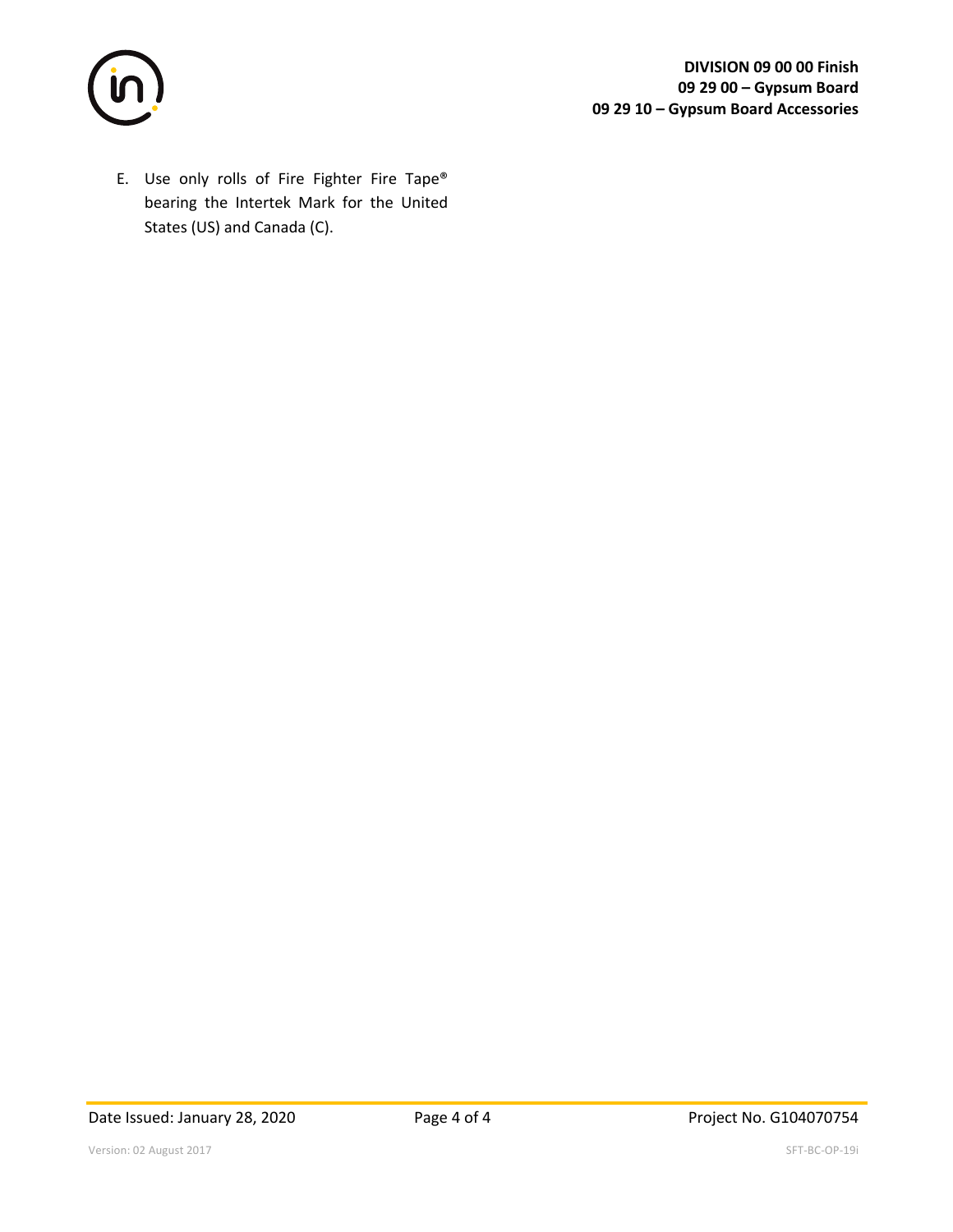E. Use only rolls of Fire Fighter Fire Tape® bearing the Intertek Mark for the United States (US) and Canada (C).